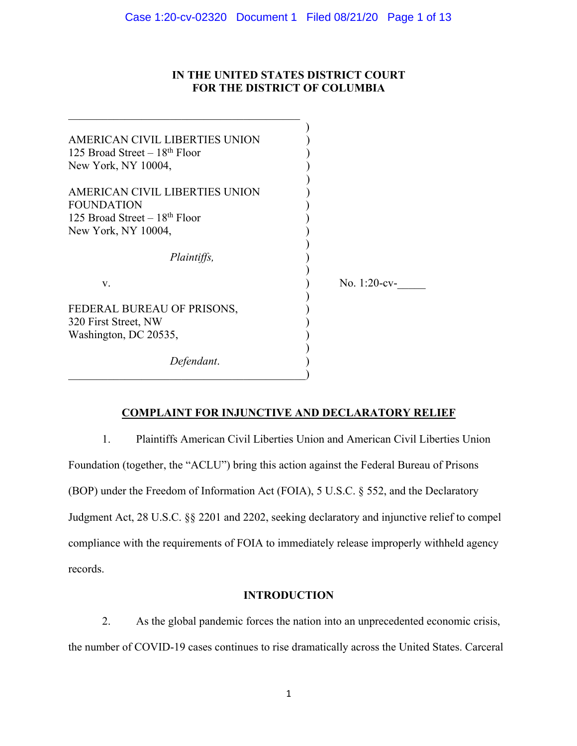**IN THE UNITED STATES DISTRICT COURT**
**FOR THE DISTRICT OF COLUMBIA**

AMERICAN CIVIL LIBERTIES UNION
125 Broad Street – 18th Floor
New York, NY 10004,

AMERICAN CIVIL LIBERTIES UNION FOUNDATION
125 Broad Street – 18th Floor
New York, NY 10004,

*Plaintiffs,*

v.

FEDERAL BUREAU OF PRISONS,
320 First Street, NW
Washington, DC 20535,

*Defendant.*

No. 1:20-cv-_____

## COMPLAINT FOR INJUNCTIVE AND DECLARATORY RELIEF

1. Plaintiffs American Civil Liberties Union and American Civil Liberties Union Foundation (together, the "ACLU") bring this action against the Federal Bureau of Prisons (BOP) under the Freedom of Information Act (FOIA), 5 U.S.C. § 552, and the Declaratory Judgment Act, 28 U.S.C. §§ 2201 and 2202, seeking declaratory and injunctive relief to compel compliance with the requirements of FOIA to immediately release improperly withheld agency records.

## INTRODUCTION

2. As the global pandemic forces the nation into an unprecedented economic crisis, the number of COVID-19 cases continues to rise dramatically across the United States. Carceral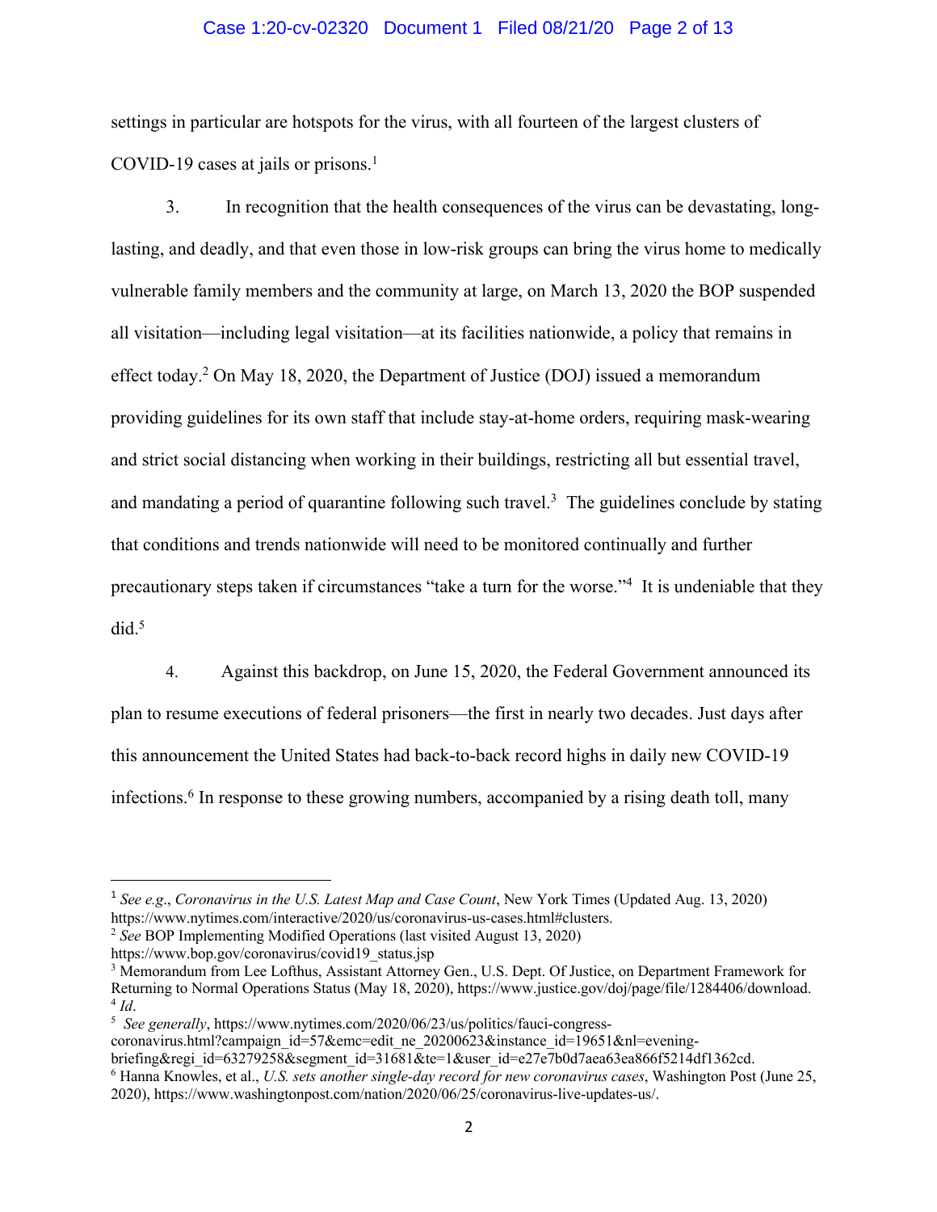settings in particular are hotspots for the virus, with all fourteen of the largest clusters of COVID-19 cases at jails or prisons.[1]

3. In recognition that the health consequences of the virus can be devastating, long-lasting, and deadly, and that even those in low-risk groups can bring the virus home to medically vulnerable family members and the community at large, on March 13, 2020 the BOP suspended all visitation—including legal visitation—at its facilities nationwide, a policy that remains in effect today.[2] On May 18, 2020, the Department of Justice (DOJ) issued a memorandum providing guidelines for its own staff that include stay-at-home orders, requiring mask-wearing and strict social distancing when working in their buildings, restricting all but essential travel, and mandating a period of quarantine following such travel.[3] The guidelines conclude by stating that conditions and trends nationwide will need to be monitored continually and further precautionary steps taken if circumstances "take a turn for the worse."[4] It is undeniable that they did.[5]

4. Against this backdrop, on June 15, 2020, the Federal Government announced its plan to resume executions of federal prisoners—the first in nearly two decades. Just days after this announcement the United States had back-to-back record highs in daily new COVID-19 infections.[6] In response to these growing numbers, accompanied by a rising death toll, many

---

[1] *See e.g.*, *Coronavirus in the U.S. Latest Map and Case Count*, New York Times (Updated Aug. 13, 2020) https://www.nytimes.com/interactive/2020/us/coronavirus-us-cases.html#clusters.

[2] *See* BOP Implementing Modified Operations (last visited August 13, 2020) https://www.bop.gov/coronavirus/covid19_status.jsp

[3] Memorandum from Lee Lofthus, Assistant Attorney Gen., U.S. Dept. Of Justice, on Department Framework for Returning to Normal Operations Status (May 18, 2020), https://www.justice.gov/doj/page/file/1284406/download.

[4] *Id*.

[5] *See generally*, https://www.nytimes.com/2020/06/23/us/politics/fauci-congress-coronavirus.html?campaign_id=57&emc=edit_ne_20200623&instance_id=19651&nl=evening-briefing&regi_id=63279258&segment_id=31681&te=1&user_id=e27e7b0d7aea63ea866f5214df1362cd.

[6] Hanna Knowles, et al., *U.S. sets another single-day record for new coronavirus cases*, Washington Post (June 25, 2020), https://www.washingtonpost.com/nation/2020/06/25/coronavirus-live-updates-us/.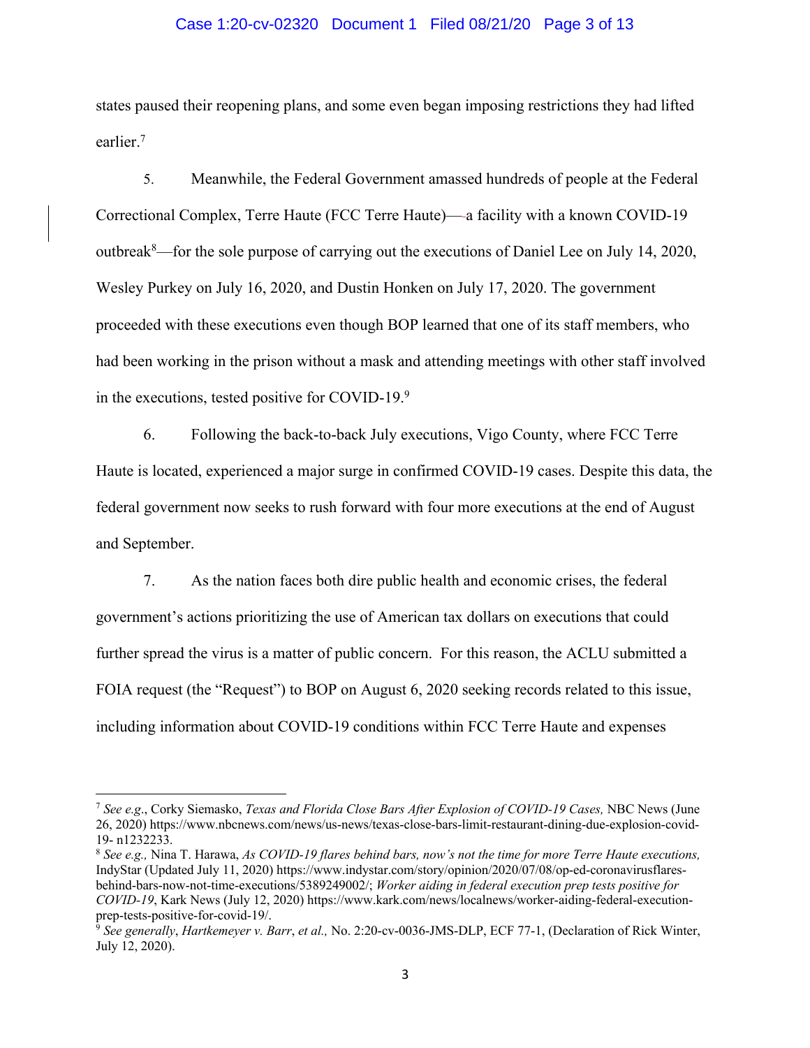states paused their reopening plans, and some even began imposing restrictions they had lifted earlier.[7]

5. Meanwhile, the Federal Government amassed hundreds of people at the Federal Correctional Complex, Terre Haute (FCC Terre Haute)—a facility with a known COVID-19 outbreak[8]—for the sole purpose of carrying out the executions of Daniel Lee on July 14, 2020, Wesley Purkey on July 16, 2020, and Dustin Honken on July 17, 2020. The government proceeded with these executions even though BOP learned that one of its staff members, who had been working in the prison without a mask and attending meetings with other staff involved in the executions, tested positive for COVID-19.[9]

6. Following the back-to-back July executions, Vigo County, where FCC Terre Haute is located, experienced a major surge in confirmed COVID-19 cases. Despite this data, the federal government now seeks to rush forward with four more executions at the end of August and September.

7. As the nation faces both dire public health and economic crises, the federal government's actions prioritizing the use of American tax dollars on executions that could further spread the virus is a matter of public concern. For this reason, the ACLU submitted a FOIA request (the "Request") to BOP on August 6, 2020 seeking records related to this issue, including information about COVID-19 conditions within FCC Terre Haute and expenses

---

[7] *See e.g.*, Corky Siemasko, *Texas and Florida Close Bars After Explosion of COVID-19 Cases,* NBC News (June 26, 2020) https://www.nbcnews.com/news/us-news/texas-close-bars-limit-restaurant-dining-due-explosion-covid-19- n1232233.

[8] *See e.g.,* Nina T. Harawa, *As COVID-19 flares behind bars, now's not the time for more Terre Haute executions,* IndyStar (Updated July 11, 2020) https://www.indystar.com/story/opinion/2020/07/08/op-ed-coronavirusflares-behind-bars-now-not-time-executions/5389249002/; *Worker aiding in federal execution prep tests positive for COVID-19*, Kark News (July 12, 2020) https://www.kark.com/news/localnews/worker-aiding-federal-execution-prep-tests-positive-for-covid-19/.

[9] *See generally*, *Hartkemeyer v. Barr*, *et al.,* No. 2:20-cv-0036-JMS-DLP, ECF 77-1, (Declaration of Rick Winter, July 12, 2020).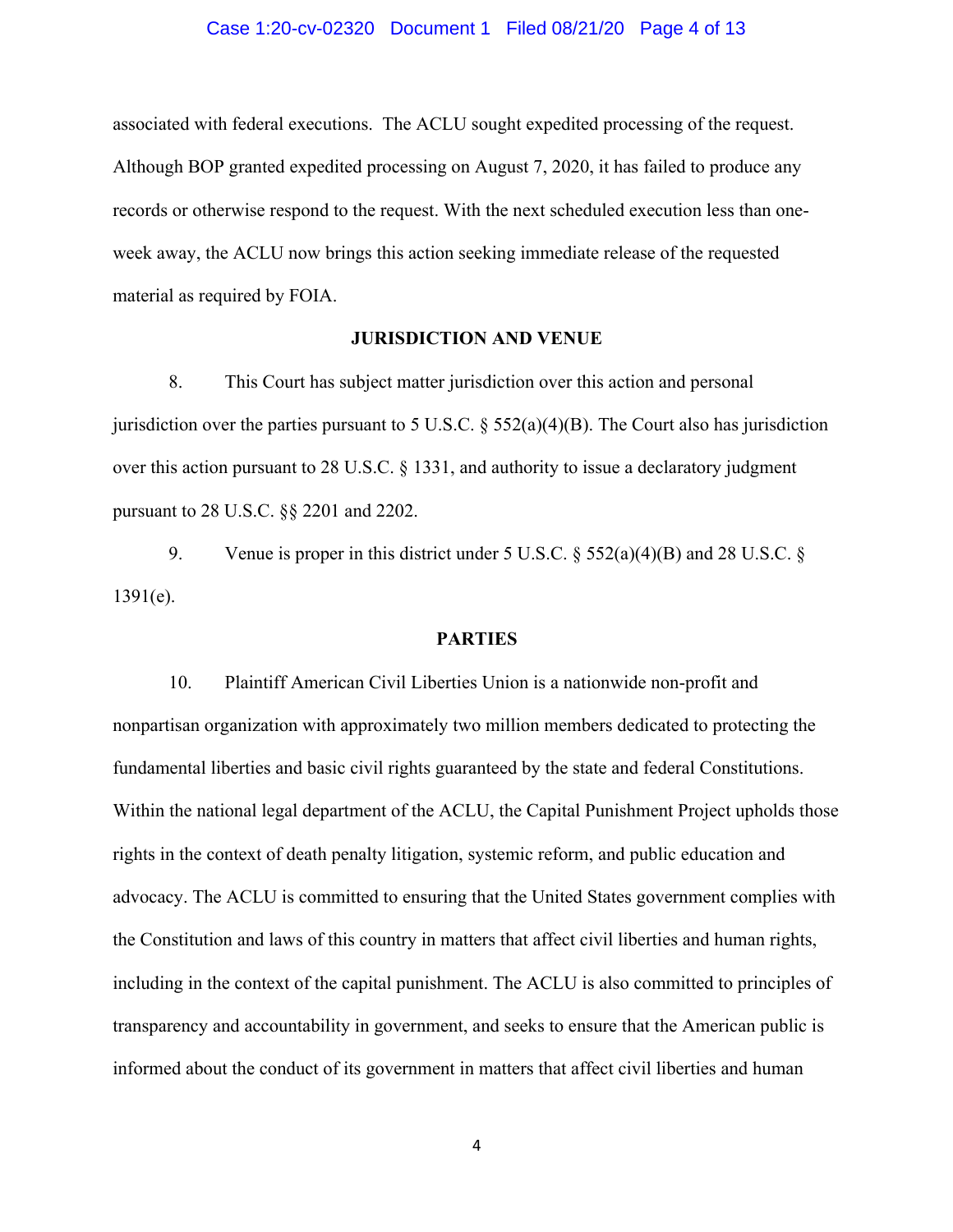associated with federal executions. The ACLU sought expedited processing of the request. Although BOP granted expedited processing on August 7, 2020, it has failed to produce any records or otherwise respond to the request. With the next scheduled execution less than one-week away, the ACLU now brings this action seeking immediate release of the requested material as required by FOIA.

## JURISDICTION AND VENUE

8. This Court has subject matter jurisdiction over this action and personal jurisdiction over the parties pursuant to 5 U.S.C. § 552(a)(4)(B). The Court also has jurisdiction over this action pursuant to 28 U.S.C. § 1331, and authority to issue a declaratory judgment pursuant to 28 U.S.C. §§ 2201 and 2202.

9. Venue is proper in this district under 5 U.S.C. § 552(a)(4)(B) and 28 U.S.C. § 1391(e).

## PARTIES

10. Plaintiff American Civil Liberties Union is a nationwide non-profit and nonpartisan organization with approximately two million members dedicated to protecting the fundamental liberties and basic civil rights guaranteed by the state and federal Constitutions. Within the national legal department of the ACLU, the Capital Punishment Project upholds those rights in the context of death penalty litigation, systemic reform, and public education and advocacy. The ACLU is committed to ensuring that the United States government complies with the Constitution and laws of this country in matters that affect civil liberties and human rights, including in the context of the capital punishment. The ACLU is also committed to principles of transparency and accountability in government, and seeks to ensure that the American public is informed about the conduct of its government in matters that affect civil liberties and human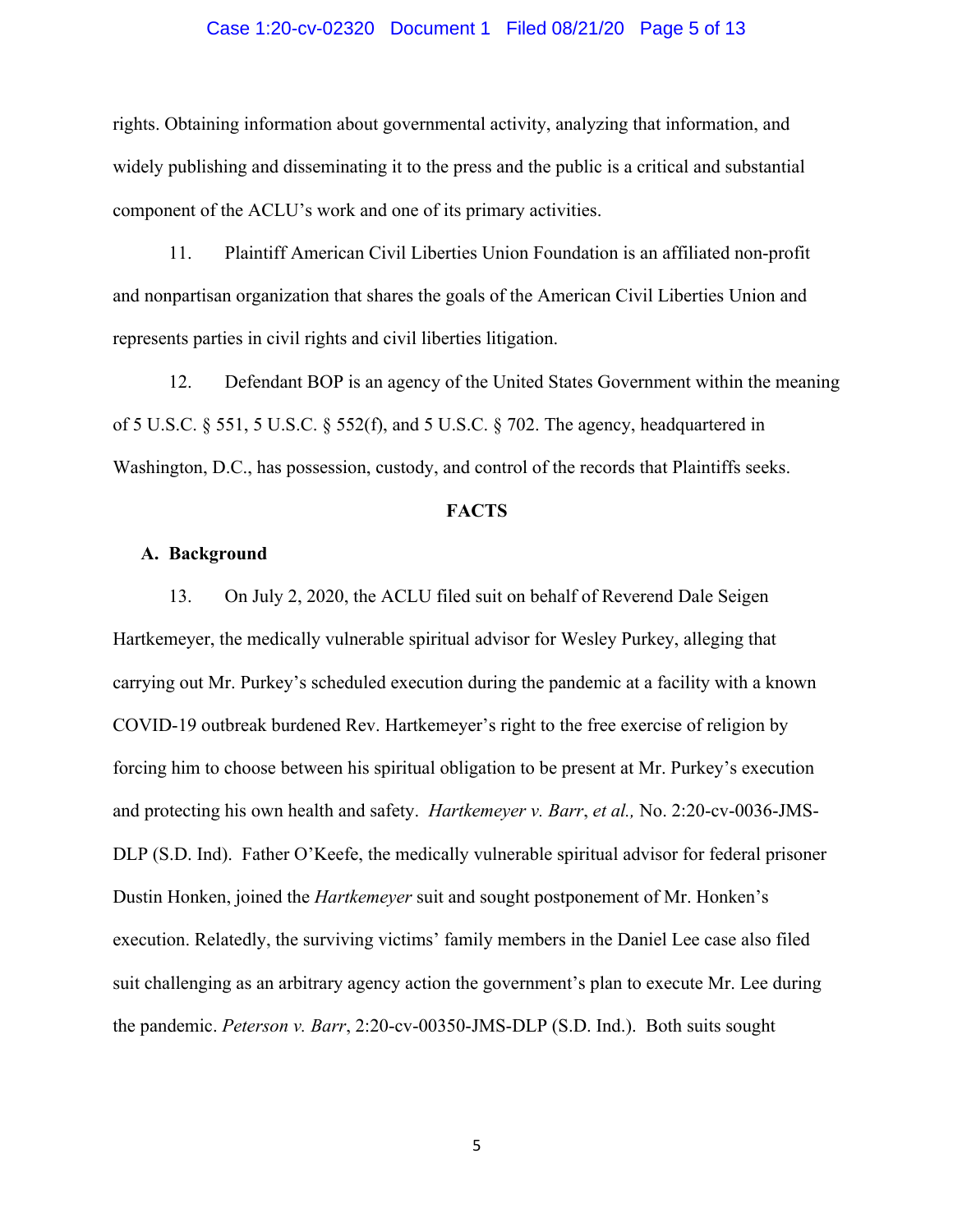rights. Obtaining information about governmental activity, analyzing that information, and widely publishing and disseminating it to the press and the public is a critical and substantial component of the ACLU's work and one of its primary activities.

11. Plaintiff American Civil Liberties Union Foundation is an affiliated non-profit and nonpartisan organization that shares the goals of the American Civil Liberties Union and represents parties in civil rights and civil liberties litigation.

12. Defendant BOP is an agency of the United States Government within the meaning of 5 U.S.C. § 551, 5 U.S.C. § 552(f), and 5 U.S.C. § 702. The agency, headquartered in Washington, D.C., has possession, custody, and control of the records that Plaintiffs seeks.

## FACTS

### A. Background

13. On July 2, 2020, the ACLU filed suit on behalf of Reverend Dale Seigen Hartkemeyer, the medically vulnerable spiritual advisor for Wesley Purkey, alleging that carrying out Mr. Purkey's scheduled execution during the pandemic at a facility with a known COVID-19 outbreak burdened Rev. Hartkemeyer's right to the free exercise of religion by forcing him to choose between his spiritual obligation to be present at Mr. Purkey's execution and protecting his own health and safety. *Hartkemeyer v. Barr*, *et al.,* No. 2:20-cv-0036-JMS-DLP (S.D. Ind). Father O'Keefe, the medically vulnerable spiritual advisor for federal prisoner Dustin Honken, joined the *Hartkemeyer* suit and sought postponement of Mr. Honken's execution. Relatedly, the surviving victims' family members in the Daniel Lee case also filed suit challenging as an arbitrary agency action the government's plan to execute Mr. Lee during the pandemic. *Peterson v. Barr*, 2:20-cv-00350-JMS-DLP (S.D. Ind.). Both suits sought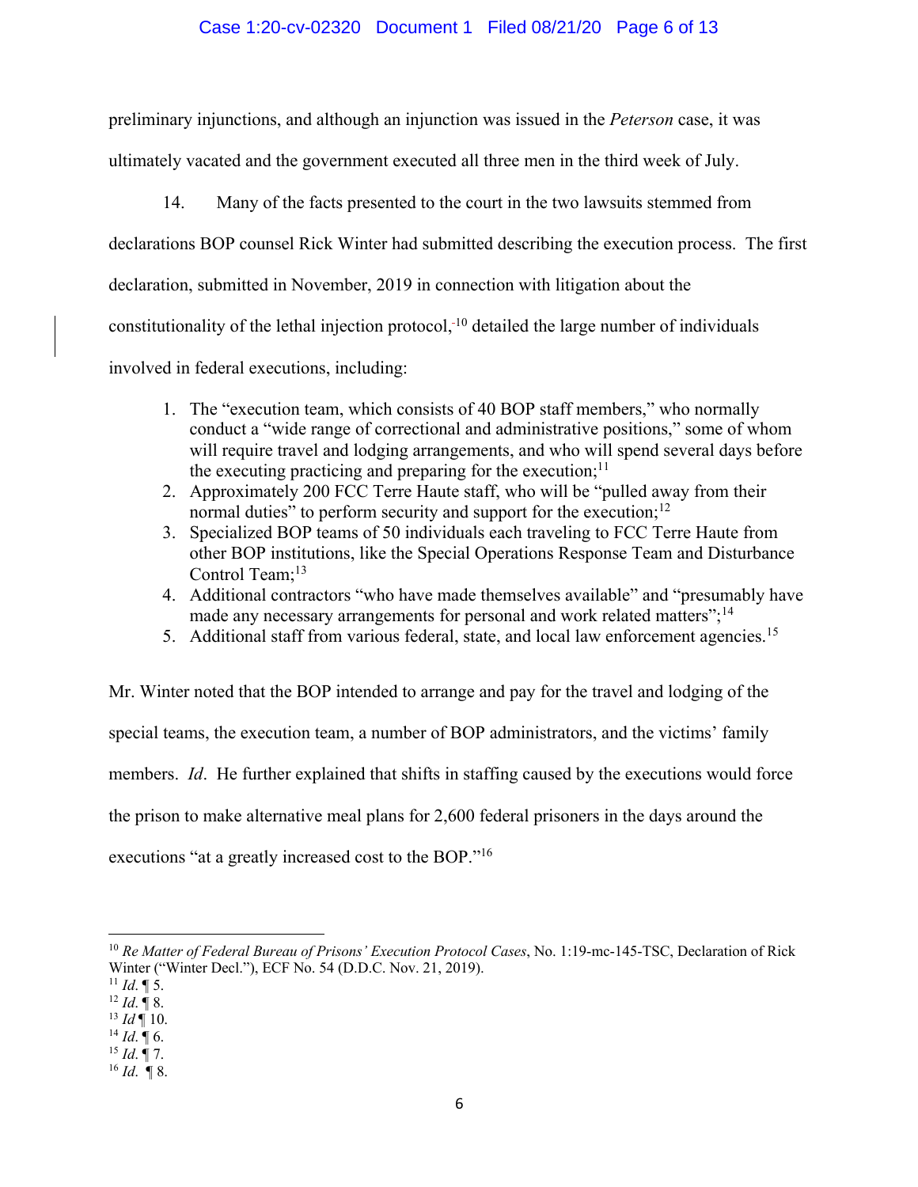preliminary injunctions, and although an injunction was issued in the *Peterson* case, it was ultimately vacated and the government executed all three men in the third week of July.

14. Many of the facts presented to the court in the two lawsuits stemmed from declarations BOP counsel Rick Winter had submitted describing the execution process. The first declaration, submitted in November, 2019 in connection with litigation about the constitutionality of the lethal injection protocol,[10] detailed the large number of individuals involved in federal executions, including:

1. The "execution team, which consists of 40 BOP staff members," who normally conduct a "wide range of correctional and administrative positions," some of whom will require travel and lodging arrangements, and who will spend several days before the executing practicing and preparing for the execution;[11]
2. Approximately 200 FCC Terre Haute staff, who will be "pulled away from their normal duties" to perform security and support for the execution;[12]
3. Specialized BOP teams of 50 individuals each traveling to FCC Terre Haute from other BOP institutions, like the Special Operations Response Team and Disturbance Control Team;[13]
4. Additional contractors "who have made themselves available" and "presumably have made any necessary arrangements for personal and work related matters";[14]
5. Additional staff from various federal, state, and local law enforcement agencies.[15]

Mr. Winter noted that the BOP intended to arrange and pay for the travel and lodging of the special teams, the execution team, a number of BOP administrators, and the victims' family members. *Id*. He further explained that shifts in staffing caused by the executions would force the prison to make alternative meal plans for 2,600 federal prisoners in the days around the executions "at a greatly increased cost to the BOP."[16]

---

[10] *Re Matter of Federal Bureau of Prisons' Execution Protocol Cases*, No. 1:19-mc-145-TSC, Declaration of Rick Winter ("Winter Decl."), ECF No. 54 (D.D.C. Nov. 21, 2019).
[11] *Id.* ¶ 5.
[12] *Id.* ¶ 8.
[13] *Id* ¶ 10.
[14] *Id.* ¶ 6.
[15] *Id.* ¶ 7.
[16] *Id.* ¶ 8.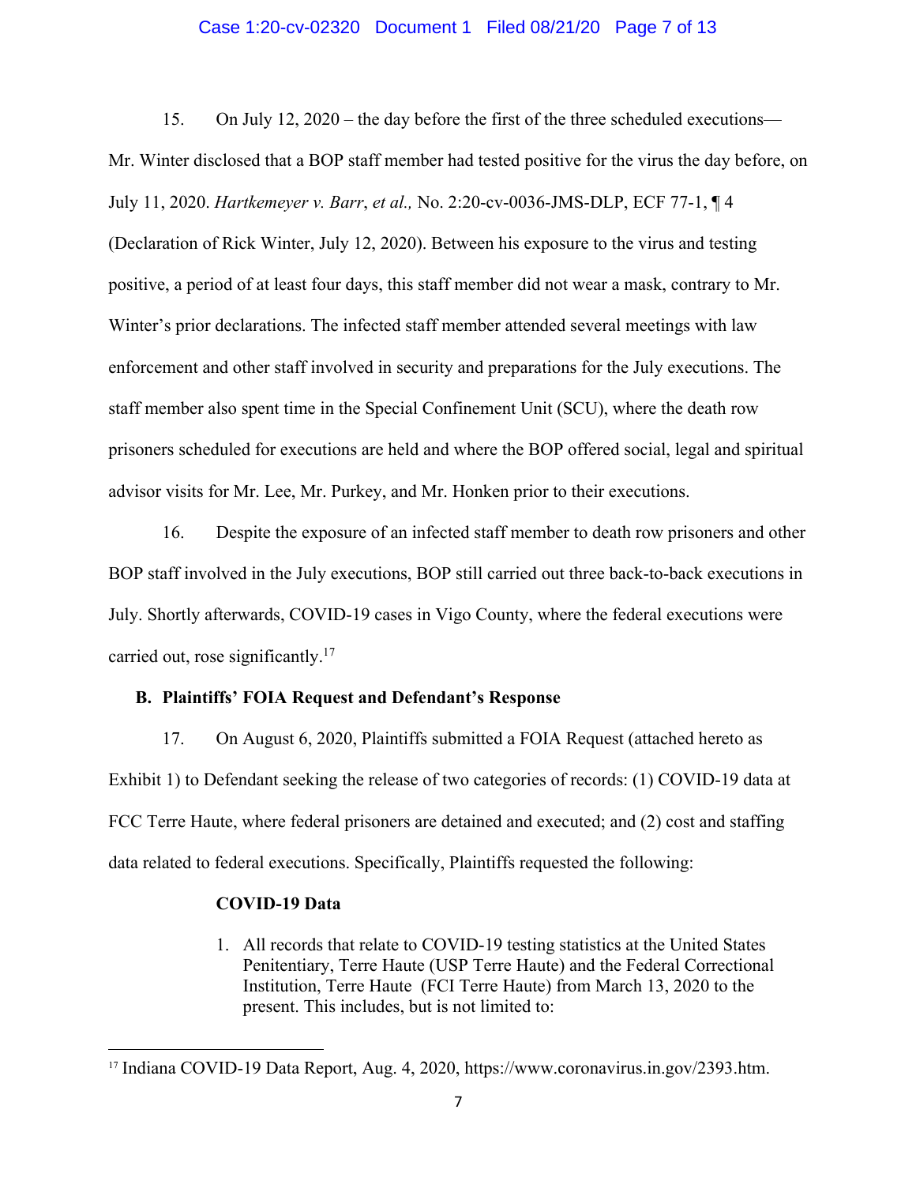15. On July 12, 2020 – the day before the first of the three scheduled executions—Mr. Winter disclosed that a BOP staff member had tested positive for the virus the day before, on July 11, 2020. *Hartkemeyer v. Barr*, *et al.,* No. 2:20-cv-0036-JMS-DLP, ECF 77-1, ¶ 4 (Declaration of Rick Winter, July 12, 2020). Between his exposure to the virus and testing positive, a period of at least four days, this staff member did not wear a mask, contrary to Mr. Winter's prior declarations. The infected staff member attended several meetings with law enforcement and other staff involved in security and preparations for the July executions. The staff member also spent time in the Special Confinement Unit (SCU), where the death row prisoners scheduled for executions are held and where the BOP offered social, legal and spiritual advisor visits for Mr. Lee, Mr. Purkey, and Mr. Honken prior to their executions.

16. Despite the exposure of an infected staff member to death row prisoners and other BOP staff involved in the July executions, BOP still carried out three back-to-back executions in July. Shortly afterwards, COVID-19 cases in Vigo County, where the federal executions were carried out, rose significantly.[17]

### B. Plaintiffs' FOIA Request and Defendant's Response

17. On August 6, 2020, Plaintiffs submitted a FOIA Request (attached hereto as Exhibit 1) to Defendant seeking the release of two categories of records: (1) COVID-19 data at FCC Terre Haute, where federal prisoners are detained and executed; and (2) cost and staffing data related to federal executions. Specifically, Plaintiffs requested the following:

**COVID-19 Data**

1. All records that relate to COVID-19 testing statistics at the United States Penitentiary, Terre Haute (USP Terre Haute) and the Federal Correctional Institution, Terre Haute (FCI Terre Haute) from March 13, 2020 to the present. This includes, but is not limited to:

---

[17] Indiana COVID-19 Data Report, Aug. 4, 2020, https://www.coronavirus.in.gov/2393.htm.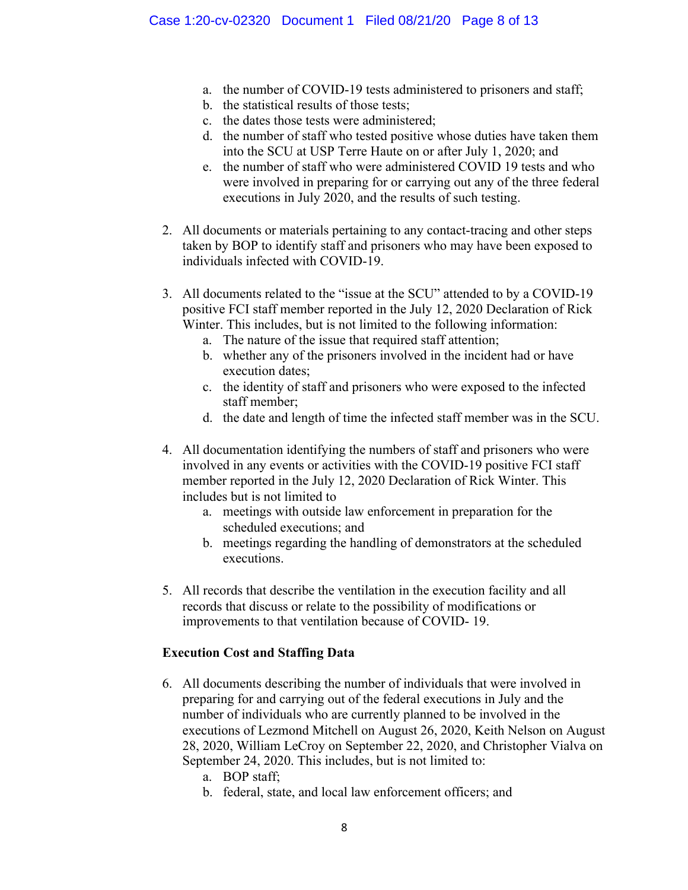a. the number of COVID-19 tests administered to prisoners and staff;
   b. the statistical results of those tests;
   c. the dates those tests were administered;
   d. the number of staff who tested positive whose duties have taken them into the SCU at USP Terre Haute on or after July 1, 2020; and
   e. the number of staff who were administered COVID 19 tests and who were involved in preparing for or carrying out any of the three federal executions in July 2020, and the results of such testing.

2. All documents or materials pertaining to any contact-tracing and other steps taken by BOP to identify staff and prisoners who may have been exposed to individuals infected with COVID-19.

3. All documents related to the "issue at the SCU" attended to by a COVID-19 positive FCI staff member reported in the July 12, 2020 Declaration of Rick Winter. This includes, but is not limited to the following information:
   a. The nature of the issue that required staff attention;
   b. whether any of the prisoners involved in the incident had or have execution dates;
   c. the identity of staff and prisoners who were exposed to the infected staff member;
   d. the date and length of time the infected staff member was in the SCU.

4. All documentation identifying the numbers of staff and prisoners who were involved in any events or activities with the COVID-19 positive FCI staff member reported in the July 12, 2020 Declaration of Rick Winter. This includes but is not limited to
   a. meetings with outside law enforcement in preparation for the scheduled executions; and
   b. meetings regarding the handling of demonstrators at the scheduled executions.

5. All records that describe the ventilation in the execution facility and all records that discuss or relate to the possibility of modifications or improvements to that ventilation because of COVID- 19.

**Execution Cost and Staffing Data**

6. All documents describing the number of individuals that were involved in preparing for and carrying out of the federal executions in July and the number of individuals who are currently planned to be involved in the executions of Lezmond Mitchell on August 26, 2020, Keith Nelson on August 28, 2020, William LeCroy on September 22, 2020, and Christopher Vialva on September 24, 2020. This includes, but is not limited to:
   a. BOP staff;
   b. federal, state, and local law enforcement officers; and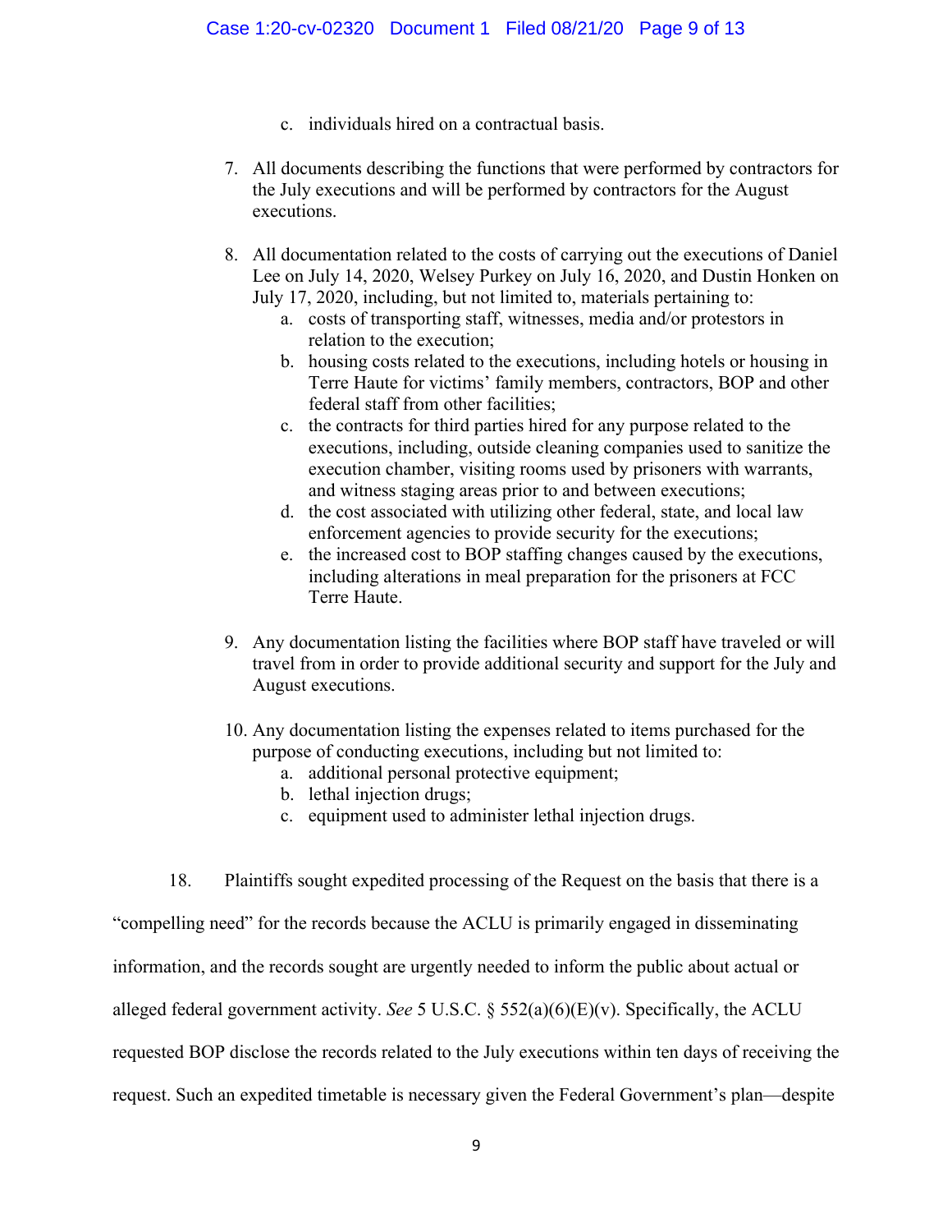c. individuals hired on a contractual basis.

7. All documents describing the functions that were performed by contractors for the July executions and will be performed by contractors for the August executions.

8. All documentation related to the costs of carrying out the executions of Daniel Lee on July 14, 2020, Welsey Purkey on July 16, 2020, and Dustin Honken on July 17, 2020, including, but not limited to, materials pertaining to:
   a. costs of transporting staff, witnesses, media and/or protestors in relation to the execution;
   b. housing costs related to the executions, including hotels or housing in Terre Haute for victims' family members, contractors, BOP and other federal staff from other facilities;
   c. the contracts for third parties hired for any purpose related to the executions, including, outside cleaning companies used to sanitize the execution chamber, visiting rooms used by prisoners with warrants, and witness staging areas prior to and between executions;
   d. the cost associated with utilizing other federal, state, and local law enforcement agencies to provide security for the executions;
   e. the increased cost to BOP staffing changes caused by the executions, including alterations in meal preparation for the prisoners at FCC Terre Haute.

9. Any documentation listing the facilities where BOP staff have traveled or will travel from in order to provide additional security and support for the July and August executions.

10. Any documentation listing the expenses related to items purchased for the purpose of conducting executions, including but not limited to:
    a. additional personal protective equipment;
    b. lethal injection drugs;
    c. equipment used to administer lethal injection drugs.

18. Plaintiffs sought expedited processing of the Request on the basis that there is a "compelling need" for the records because the ACLU is primarily engaged in disseminating information, and the records sought are urgently needed to inform the public about actual or alleged federal government activity. *See* 5 U.S.C. § 552(a)(6)(E)(v). Specifically, the ACLU requested BOP disclose the records related to the July executions within ten days of receiving the request. Such an expedited timetable is necessary given the Federal Government's plan—despite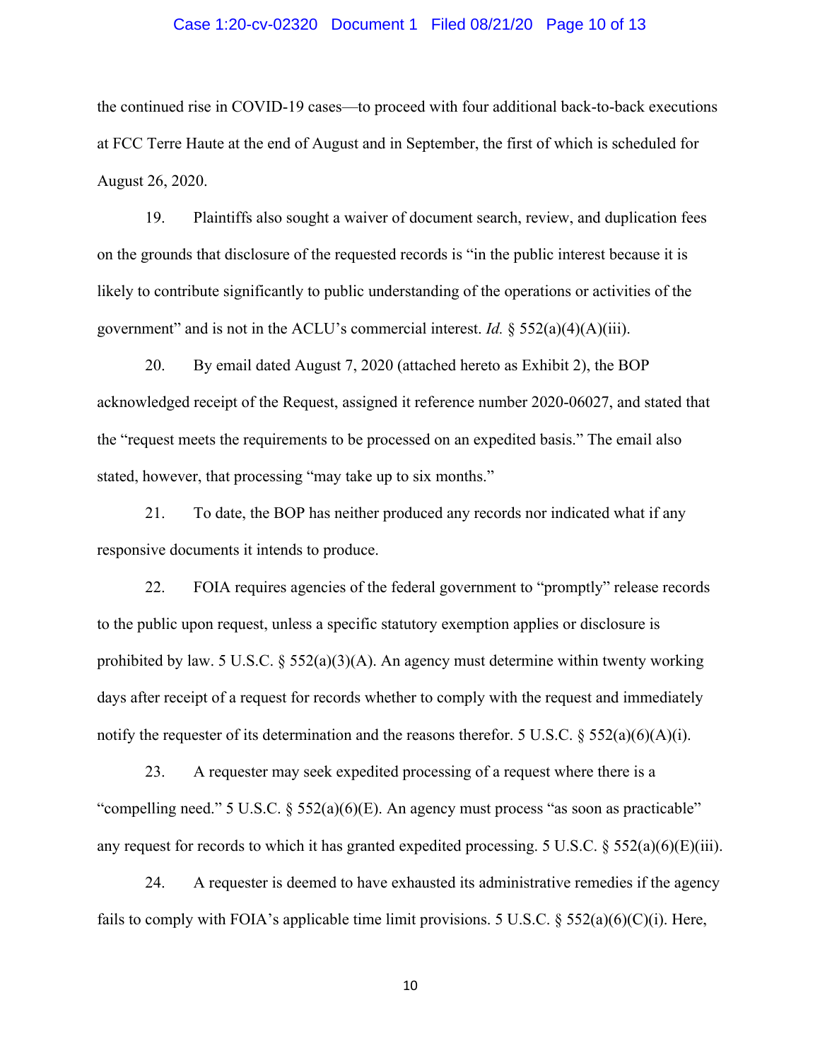the continued rise in COVID-19 cases—to proceed with four additional back-to-back executions at FCC Terre Haute at the end of August and in September, the first of which is scheduled for August 26, 2020.

19. Plaintiffs also sought a waiver of document search, review, and duplication fees on the grounds that disclosure of the requested records is "in the public interest because it is likely to contribute significantly to public understanding of the operations or activities of the government" and is not in the ACLU's commercial interest. *Id.* § 552(a)(4)(A)(iii).

20. By email dated August 7, 2020 (attached hereto as Exhibit 2), the BOP acknowledged receipt of the Request, assigned it reference number 2020-06027, and stated that the "request meets the requirements to be processed on an expedited basis." The email also stated, however, that processing "may take up to six months."

21. To date, the BOP has neither produced any records nor indicated what if any responsive documents it intends to produce.

22. FOIA requires agencies of the federal government to "promptly" release records to the public upon request, unless a specific statutory exemption applies or disclosure is prohibited by law. 5 U.S.C. § 552(a)(3)(A). An agency must determine within twenty working days after receipt of a request for records whether to comply with the request and immediately notify the requester of its determination and the reasons therefor. 5 U.S.C. § 552(a)(6)(A)(i).

23. A requester may seek expedited processing of a request where there is a "compelling need." 5 U.S.C. § 552(a)(6)(E). An agency must process "as soon as practicable" any request for records to which it has granted expedited processing. 5 U.S.C. § 552(a)(6)(E)(iii).

24. A requester is deemed to have exhausted its administrative remedies if the agency fails to comply with FOIA's applicable time limit provisions. 5 U.S.C. § 552(a)(6)(C)(i). Here,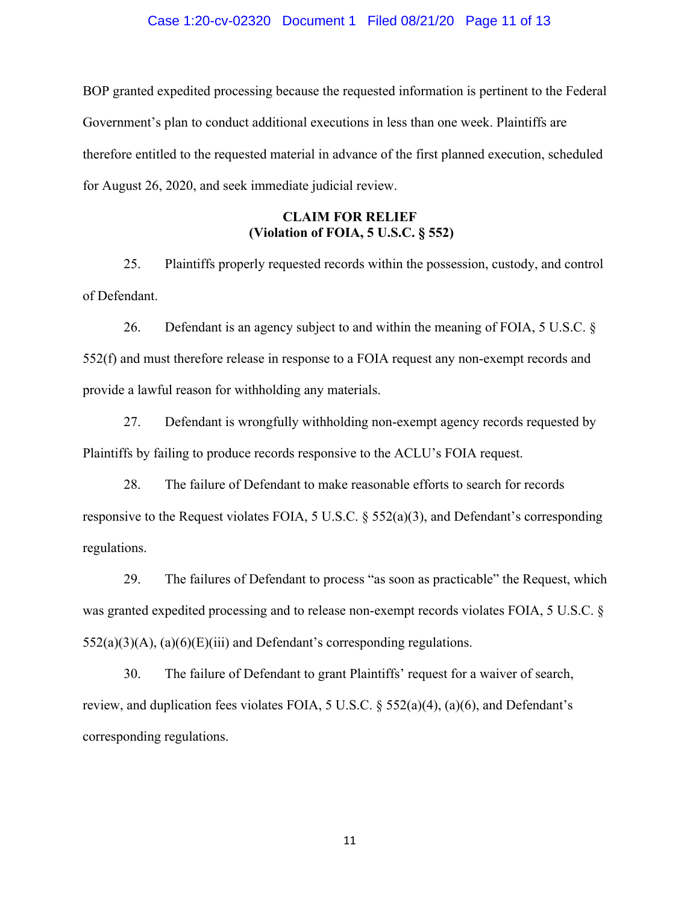BOP granted expedited processing because the requested information is pertinent to the Federal Government's plan to conduct additional executions in less than one week. Plaintiffs are therefore entitled to the requested material in advance of the first planned execution, scheduled for August 26, 2020, and seek immediate judicial review.

**CLAIM FOR RELIEF**
**(Violation of FOIA, 5 U.S.C. § 552)**

25. Plaintiffs properly requested records within the possession, custody, and control of Defendant.

26. Defendant is an agency subject to and within the meaning of FOIA, 5 U.S.C. § 552(f) and must therefore release in response to a FOIA request any non-exempt records and provide a lawful reason for withholding any materials.

27. Defendant is wrongfully withholding non-exempt agency records requested by Plaintiffs by failing to produce records responsive to the ACLU's FOIA request.

28. The failure of Defendant to make reasonable efforts to search for records responsive to the Request violates FOIA, 5 U.S.C. § 552(a)(3), and Defendant's corresponding regulations.

29. The failures of Defendant to process "as soon as practicable" the Request, which was granted expedited processing and to release non-exempt records violates FOIA, 5 U.S.C. § 552(a)(3)(A), (a)(6)(E)(iii) and Defendant's corresponding regulations.

30. The failure of Defendant to grant Plaintiffs' request for a waiver of search, review, and duplication fees violates FOIA, 5 U.S.C. § 552(a)(4), (a)(6), and Defendant's corresponding regulations.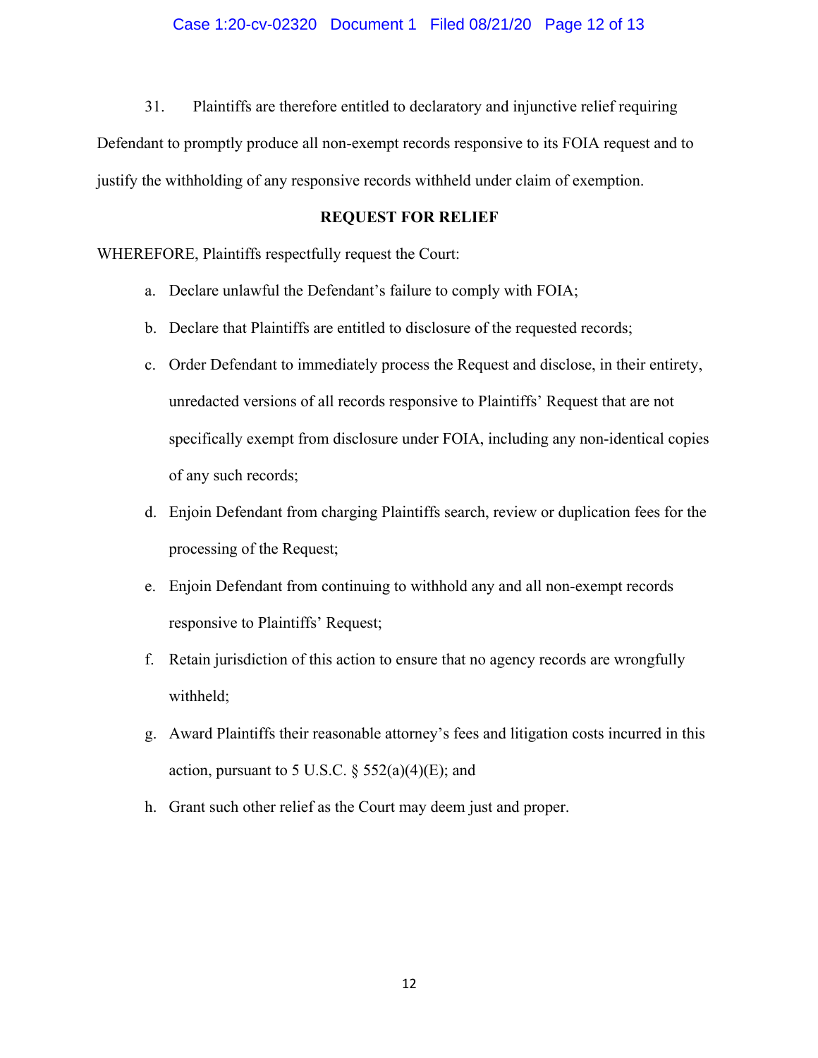31. Plaintiffs are therefore entitled to declaratory and injunctive relief requiring Defendant to promptly produce all non-exempt records responsive to its FOIA request and to justify the withholding of any responsive records withheld under claim of exemption.

## REQUEST FOR RELIEF

WHEREFORE, Plaintiffs respectfully request the Court:

a. Declare unlawful the Defendant's failure to comply with FOIA;

b. Declare that Plaintiffs are entitled to disclosure of the requested records;

c. Order Defendant to immediately process the Request and disclose, in their entirety, unredacted versions of all records responsive to Plaintiffs' Request that are not specifically exempt from disclosure under FOIA, including any non-identical copies of any such records;

d. Enjoin Defendant from charging Plaintiffs search, review or duplication fees for the processing of the Request;

e. Enjoin Defendant from continuing to withhold any and all non-exempt records responsive to Plaintiffs' Request;

f. Retain jurisdiction of this action to ensure that no agency records are wrongfully withheld;

g. Award Plaintiffs their reasonable attorney's fees and litigation costs incurred in this action, pursuant to 5 U.S.C. § 552(a)(4)(E); and

h. Grant such other relief as the Court may deem just and proper.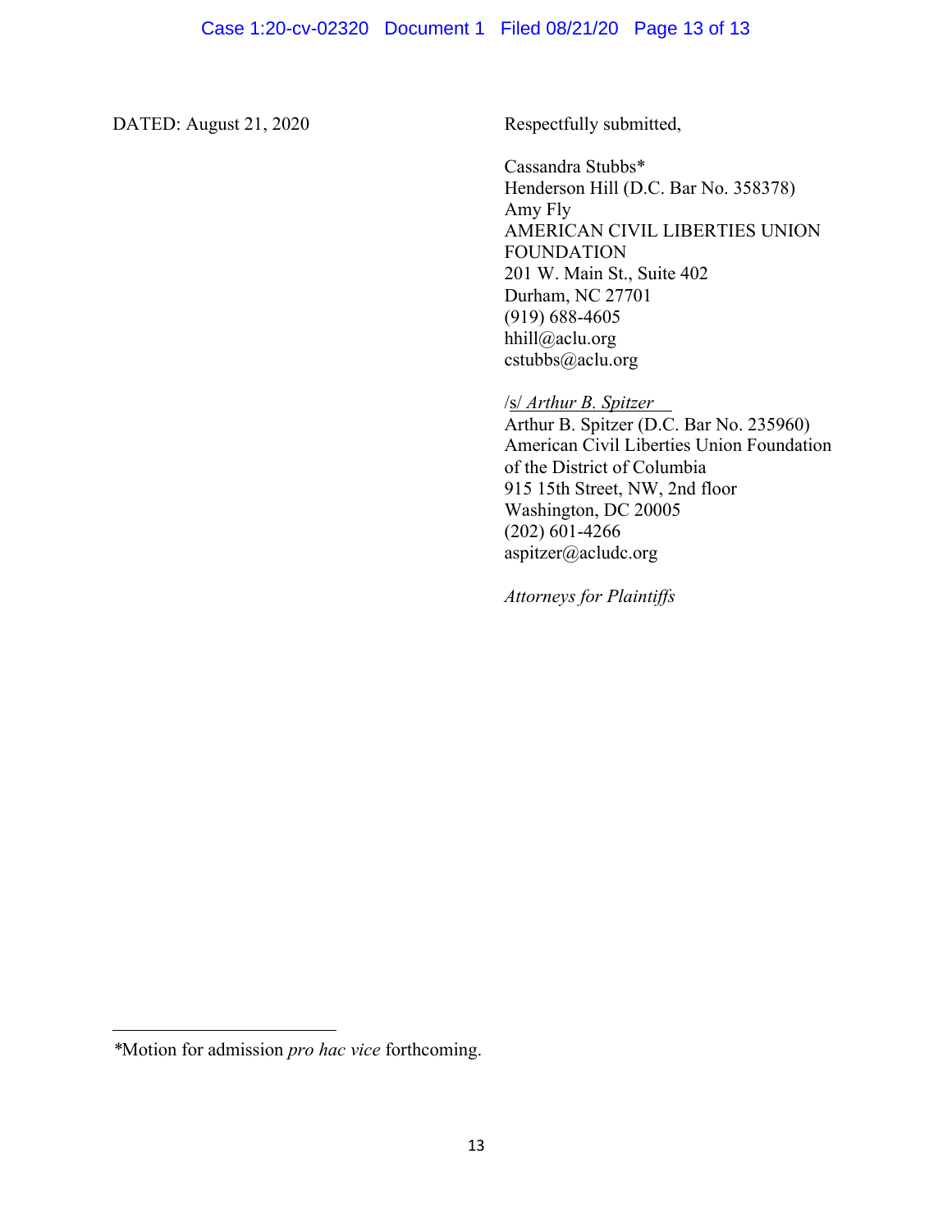DATED: August 21, 2020

Respectfully submitted,

Cassandra Stubbs*
Henderson Hill (D.C. Bar No. 358378)
Amy Fly
AMERICAN CIVIL LIBERTIES UNION FOUNDATION
201 W. Main St., Suite 402
Durham, NC 27701
(919) 688-4605
hhill@aclu.org
cstubbs@aclu.org

/s/ *Arthur B. Spitzer*
Arthur B. Spitzer (D.C. Bar No. 235960)
American Civil Liberties Union Foundation of the District of Columbia
915 15th Street, NW, 2nd floor
Washington, DC 20005
(202) 601-4266
aspitzer@acludc.org

*Attorneys for Plaintiffs*

---

*Motion for admission *pro hac vice* forthcoming.